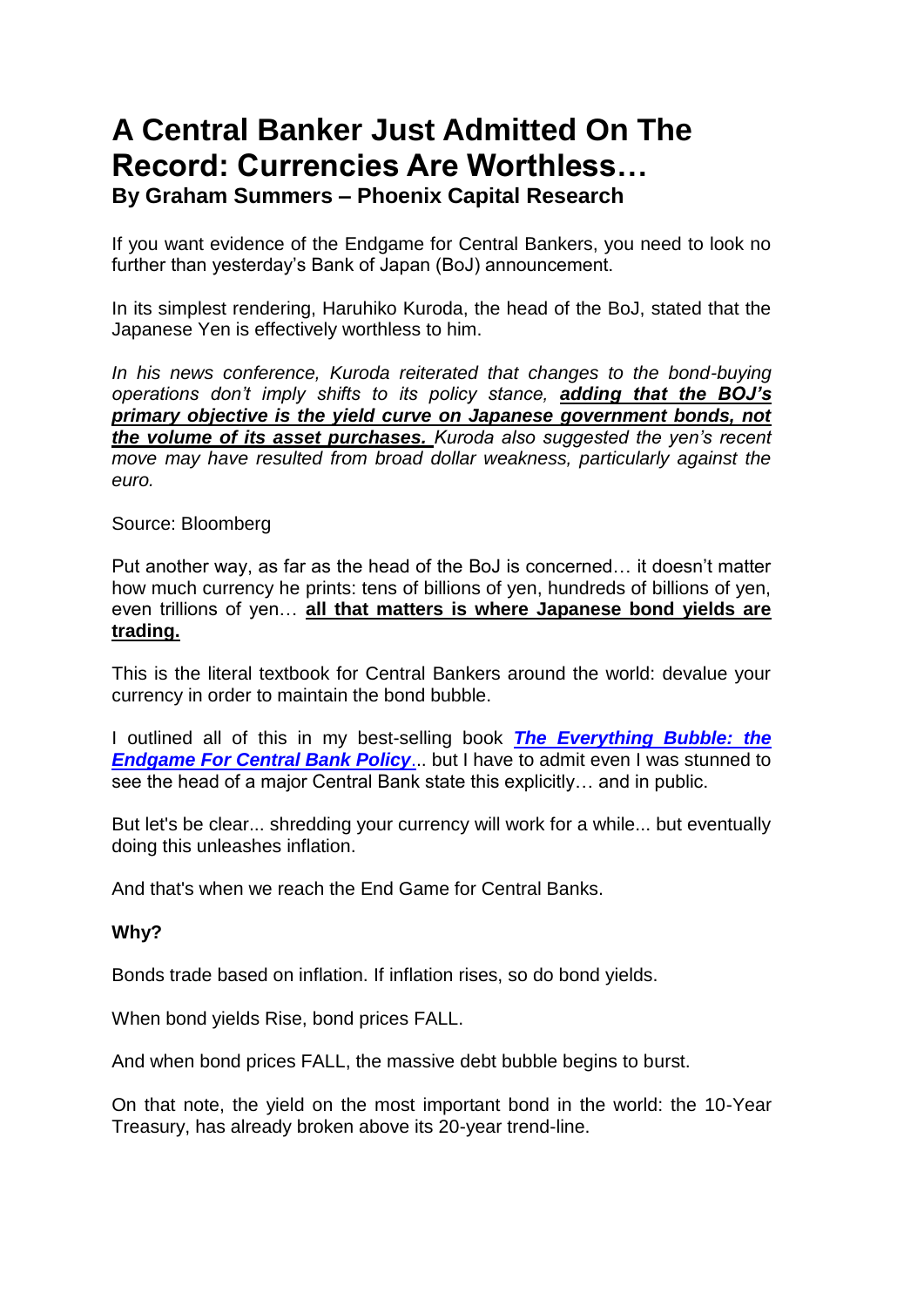# A Central Banker Just Admitted On The Record: Currencies Are Worthless…

### By Graham Summers – Phoenix Capital Research

If you want evidence of the Endgame for Central Bankers, you need to look no further than yesterday's Bank of Japan (BoJ) announcement.

In its simplest rendering, Haruhiko Kuroda, the head of the BoJ, stated that the Japanese Yen is effectively worthless to him.

*In his news conference, Kuroda reiterated that changes to the bond-buying operations don't imply shifts to its policy stance,* ***adding that the BOJ's primary objective is the yield curve on Japanese government bonds, not the volume of its asset purchases.*** *Kuroda also suggested the yen's recent move may have resulted from broad dollar weakness, particularly against the euro.*

Source: Bloomberg

Put another way, as far as the head of the BoJ is concerned… it doesn't matter how much currency he prints: tens of billions of yen, hundreds of billions of yen, even trillions of yen… **all that matters is where Japanese bond yields are trading.**

This is the literal textbook for Central Bankers around the world: devalue your currency in order to maintain the bond bubble.

I outlined all of this in my best-selling book ***The Everything Bubble: the Endgame For Central Bank Policy***... but I have to admit even I was stunned to see the head of a major Central Bank state this explicitly… and in public.

But let's be clear... shredding your currency will work for a while... but eventually doing this unleashes inflation.

And that's when we reach the End Game for Central Banks.

**Why?**

Bonds trade based on inflation. If inflation rises, so do bond yields.

When bond yields Rise, bond prices FALL.

And when bond prices FALL, the massive debt bubble begins to burst.

On that note, the yield on the most important bond in the world: the 10-Year Treasury, has already broken above its 20-year trend-line.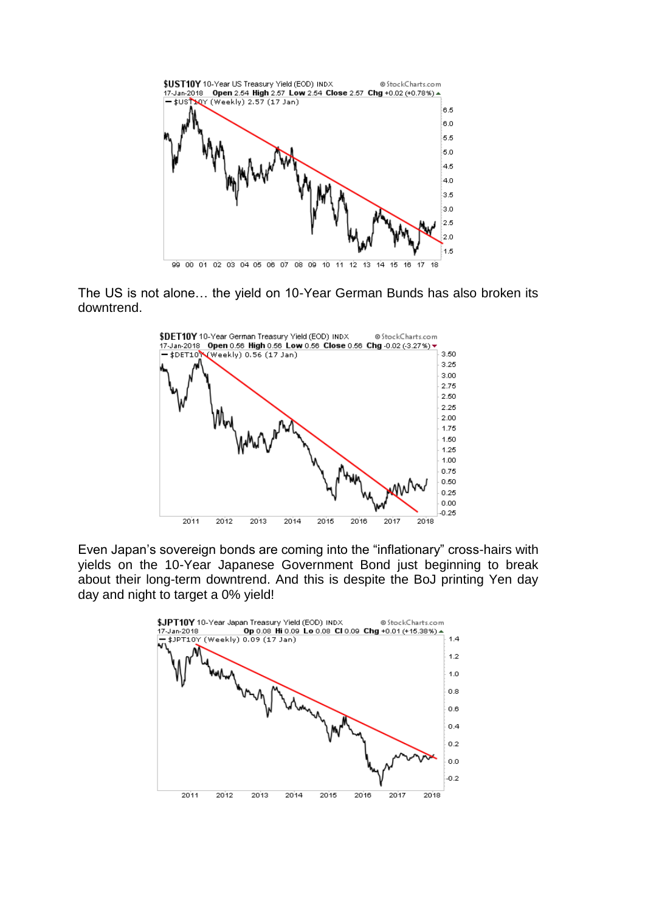$UST10Y 10-Year US Treasury Yield (EOD) INDX
@StockCharts.com
17-Jan-2018 Open 2.54 High 2.57 Low 2.54 Close 2.57 Chg +0.02 (+0.78%) ▲
— $UST10Y (Weekly) 2.57 (17 Jan)
6.5
6.0
5.5
5.0
4.5
4.0
3.5
3.0
2.5
2.0
1.5
99 00 01 02 03 04 05 06 07 08 09 10 11 12 13 14 15 16 17 18

The US is not alone… the yield on 10-Year German Bunds has also broken its downtrend.

$DET10Y 10-Year German Treasury Yield (EOD) INDX
@StockCharts.com
17-Jan-2018 Open 0.56 High 0.56 Low 0.56 Close 0.56 Chg -0.02 (-3.27%) ▼
— $DET10Y (Weekly) 0.56 (17 Jan)
3.50
3.25
3.00
2.75
2.50
2.25
2.00
1.75
1.50
1.25
1.00
0.75
0.50
0.25
0.00
-0.25
2011 2012 2013 2014 2015 2016 2017 2018

Even Japan's sovereign bonds are coming into the "inflationary" cross-hairs with yields on the 10-Year Japanese Government Bond just beginning to break about their long-term downtrend. And this is despite the BoJ printing Yen day day and night to target a 0% yield!

$JPT10Y 10-Year Japan Treasury Yield (EOD) INDX
@StockCharts.com
17-Jan-2018 Op 0.08 Hi 0.09 Lo 0.08 Cl 0.09 Chg +0.01 (+15.38%) ▲
— $JPT10Y (Weekly) 0.09 (17 Jan)
1.4
1.2
1.0
0.8
0.6
0.4
0.2
0.0
-0.2
2011 2012 2013 2014 2015 2016 2017 2018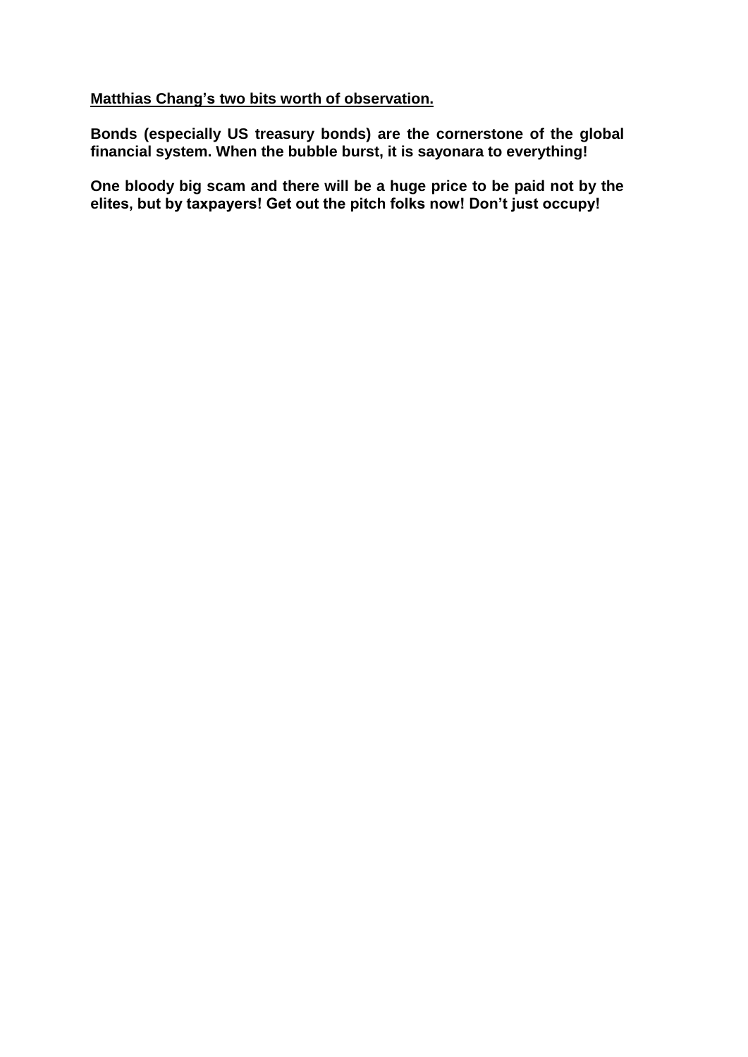**Matthias Chang's two bits worth of observation.**

**Bonds (especially US treasury bonds) are the cornerstone of the global financial system. When the bubble burst, it is sayonara to everything!**

**One bloody big scam and there will be a huge price to be paid not by the elites, but by taxpayers! Get out the pitch folks now! Don't just occupy!**